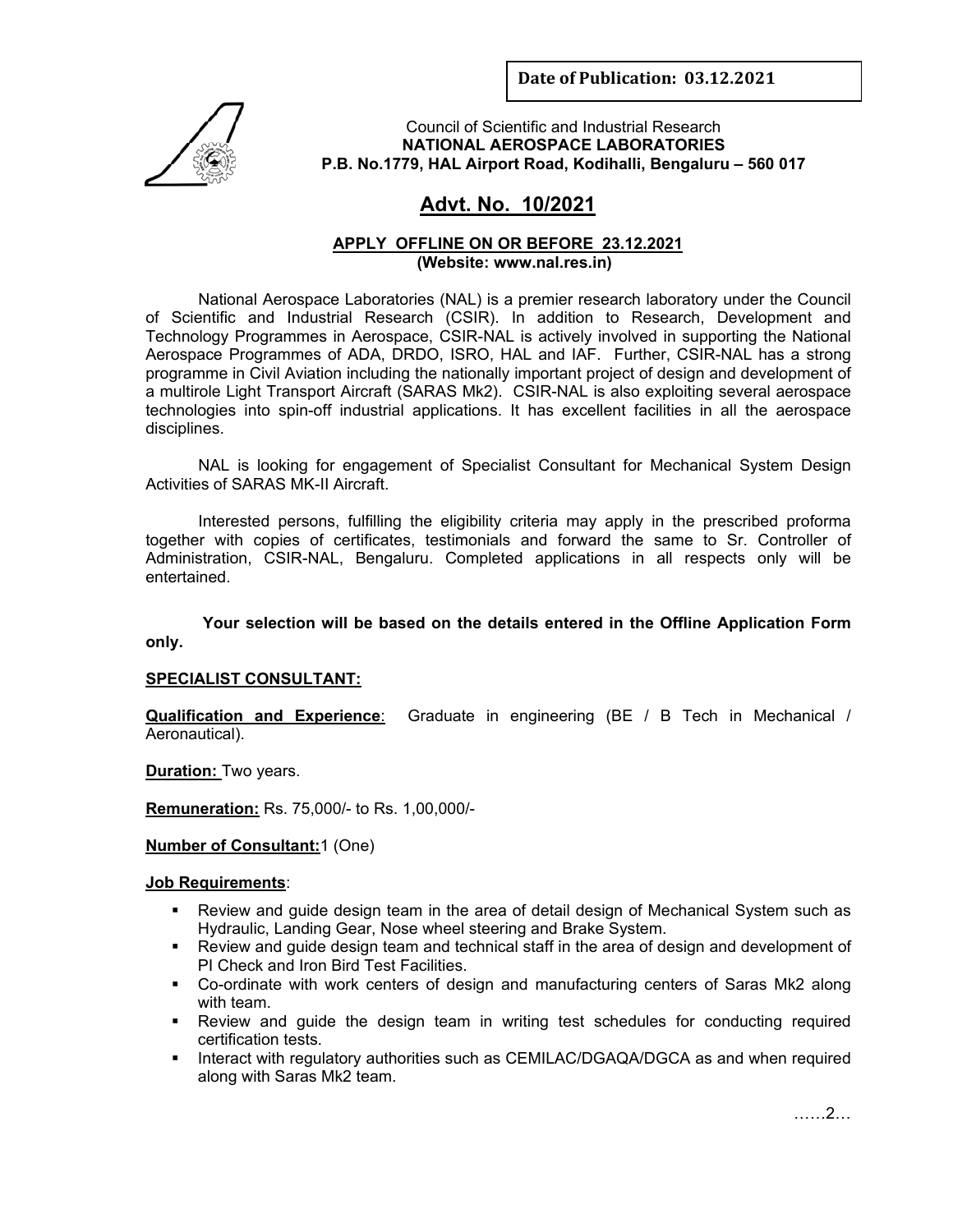**Date of Publication: 03.12.2021**

Council of Scientific and Industrial Research
**NATIONAL AEROSPACE LABORATORIES**
**P.B. No.1779, HAL Airport Road, Kodihalli, Bengaluru – 560 017**

# Advt. No. 10/2021

**APPLY OFFLINE ON OR BEFORE 23.12.2021**
**(Website: www.nal.res.in)**

National Aerospace Laboratories (NAL) is a premier research laboratory under the Council of Scientific and Industrial Research (CSIR). In addition to Research, Development and Technology Programmes in Aerospace, CSIR-NAL is actively involved in supporting the National Aerospace Programmes of ADA, DRDO, ISRO, HAL and IAF. Further, CSIR-NAL has a strong programme in Civil Aviation including the nationally important project of design and development of a multirole Light Transport Aircraft (SARAS Mk2). CSIR-NAL is also exploiting several aerospace technologies into spin-off industrial applications. It has excellent facilities in all the aerospace disciplines.

NAL is looking for engagement of Specialist Consultant for Mechanical System Design Activities of SARAS MK-II Aircraft.

Interested persons, fulfilling the eligibility criteria may apply in the prescribed proforma together with copies of certificates, testimonials and forward the same to Sr. Controller of Administration, CSIR-NAL, Bengaluru. Completed applications in all respects only will be entertained.

**Your selection will be based on the details entered in the Offline Application Form only.**

## SPECIALIST CONSULTANT:

**Qualification and Experience**: Graduate in engineering (BE / B Tech in Mechanical / Aeronautical).

**Duration:** Two years.

**Remuneration:** Rs. 75,000/- to Rs. 1,00,000/-

**Number of Consultant:** 1 (One)

**Job Requirements**:

- Review and guide design team in the area of detail design of Mechanical System such as Hydraulic, Landing Gear, Nose wheel steering and Brake System.
- Review and guide design team and technical staff in the area of design and development of PI Check and Iron Bird Test Facilities.
- Co-ordinate with work centers of design and manufacturing centers of Saras Mk2 along with team.
- Review and guide the design team in writing test schedules for conducting required certification tests.
- Interact with regulatory authorities such as CEMILAC/DGAQA/DGCA as and when required along with Saras Mk2 team.

……2…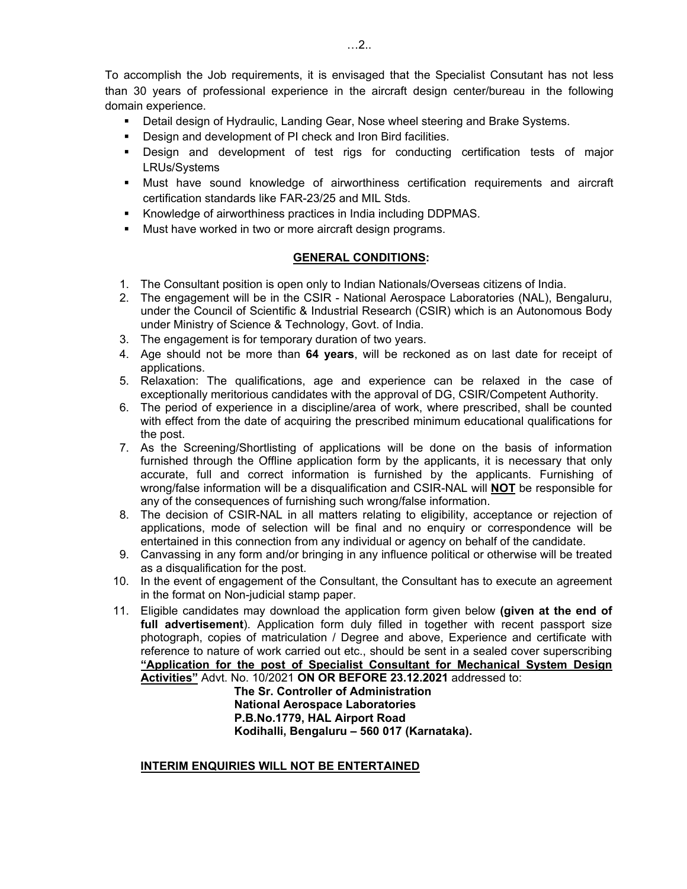To accomplish the Job requirements, it is envisaged that the Specialist Consutant has not less than 30 years of professional experience in the aircraft design center/bureau in the following domain experience.

- Detail design of Hydraulic, Landing Gear, Nose wheel steering and Brake Systems.
- Design and development of PI check and Iron Bird facilities.
- Design and development of test rigs for conducting certification tests of major LRUs/Systems
- Must have sound knowledge of airworthiness certification requirements and aircraft certification standards like FAR-23/25 and MIL Stds.
- Knowledge of airworthiness practices in India including DDPMAS.
- Must have worked in two or more aircraft design programs.

## GENERAL CONDITIONS:

1. The Consultant position is open only to Indian Nationals/Overseas citizens of India.
2. The engagement will be in the CSIR - National Aerospace Laboratories (NAL), Bengaluru, under the Council of Scientific & Industrial Research (CSIR) which is an Autonomous Body under Ministry of Science & Technology, Govt. of India.
3. The engagement is for temporary duration of two years.
4. Age should not be more than **64 years**, will be reckoned as on last date for receipt of applications.
5. Relaxation: The qualifications, age and experience can be relaxed in the case of exceptionally meritorious candidates with the approval of DG, CSIR/Competent Authority.
6. The period of experience in a discipline/area of work, where prescribed, shall be counted with effect from the date of acquiring the prescribed minimum educational qualifications for the post.
7. As the Screening/Shortlisting of applications will be done on the basis of information furnished through the Offline application form by the applicants, it is necessary that only accurate, full and correct information is furnished by the applicants. Furnishing of wrong/false information will be a disqualification and CSIR-NAL will **NOT** be responsible for any of the consequences of furnishing such wrong/false information.
8. The decision of CSIR-NAL in all matters relating to eligibility, acceptance or rejection of applications, mode of selection will be final and no enquiry or correspondence will be entertained in this connection from any individual or agency on behalf of the candidate.
9. Canvassing in any form and/or bringing in any influence political or otherwise will be treated as a disqualification for the post.
10. In the event of engagement of the Consultant, the Consultant has to execute an agreement in the format on Non-judicial stamp paper.
11. Eligible candidates may download the application form given below **(given at the end of full advertisement**). Application form duly filled in together with recent passport size photograph, copies of matriculation / Degree and above, Experience and certificate with reference to nature of work carried out etc., should be sent in a sealed cover superscribing **"Application for the post of Specialist Consultant for Mechanical System Design Activities"** Advt. No. 10/2021 **ON OR BEFORE 23.12.2021** addressed to:

    **The Sr. Controller of Administration**
    **National Aerospace Laboratories**
    **P.B.No.1779, HAL Airport Road**
    **Kodihalli, Bengaluru – 560 017 (Karnataka).**

**INTERIM ENQUIRIES WILL NOT BE ENTERTAINED**